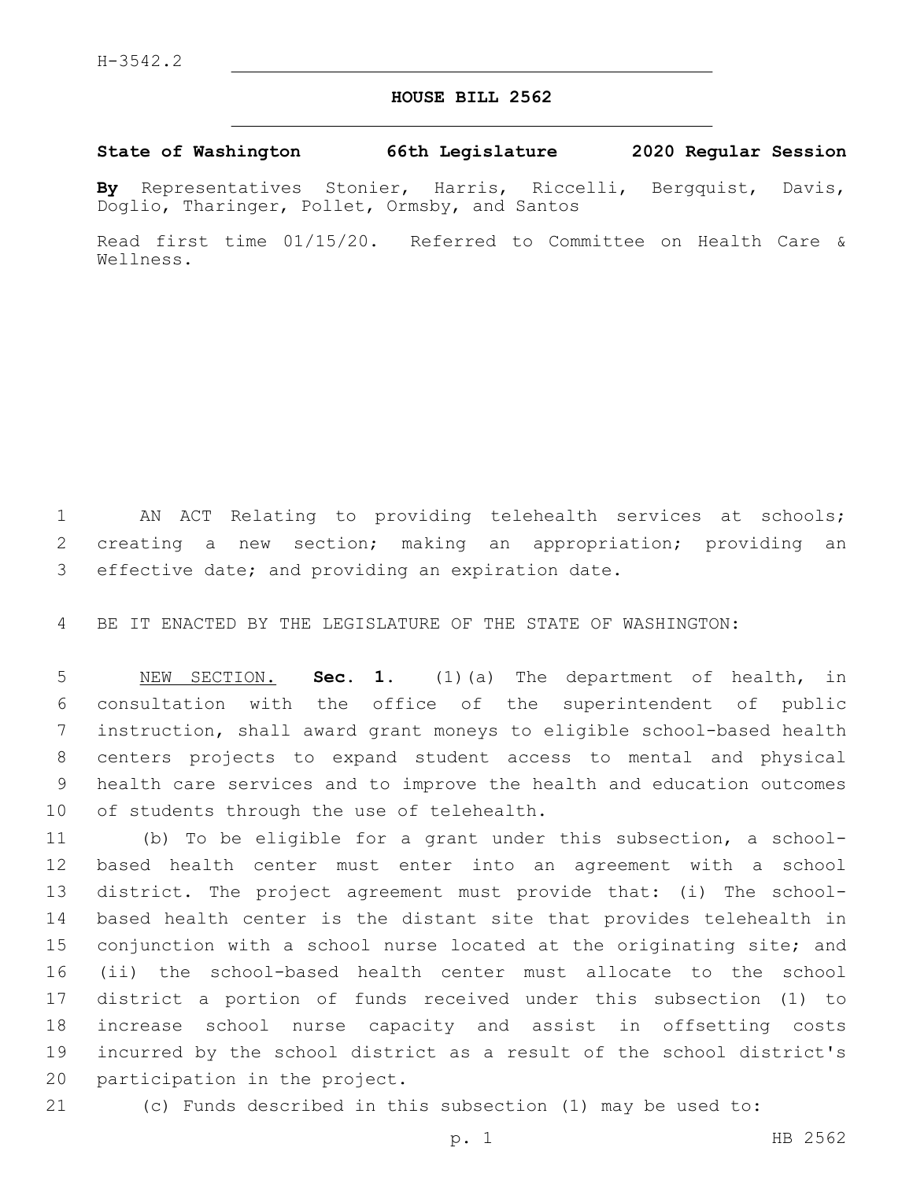H-3542.2

# HOUSE BILL 2562

**State of Washington 66th Legislature 2020 Regular Session**

**By** Representatives Stonier, Harris, Riccelli, Bergquist, Davis, Doglio, Tharinger, Pollet, Ormsby, and Santos

Read first time 01/15/20. Referred to Committee on Health Care & Wellness.

AN ACT Relating to providing telehealth services at schools; creating a new section; making an appropriation; providing an effective date; and providing an expiration date.

BE IT ENACTED BY THE LEGISLATURE OF THE STATE OF WASHINGTON:

NEW SECTION. **Sec. 1.** (1)(a) The department of health, in consultation with the office of the superintendent of public instruction, shall award grant moneys to eligible school-based health centers projects to expand student access to mental and physical health care services and to improve the health and education outcomes of students through the use of telehealth.

(b) To be eligible for a grant under this subsection, a school-based health center must enter into an agreement with a school district. The project agreement must provide that: (i) The school-based health center is the distant site that provides telehealth in conjunction with a school nurse located at the originating site; and (ii) the school-based health center must allocate to the school district a portion of funds received under this subsection (1) to increase school nurse capacity and assist in offsetting costs incurred by the school district as a result of the school district's participation in the project.

(c) Funds described in this subsection (1) may be used to: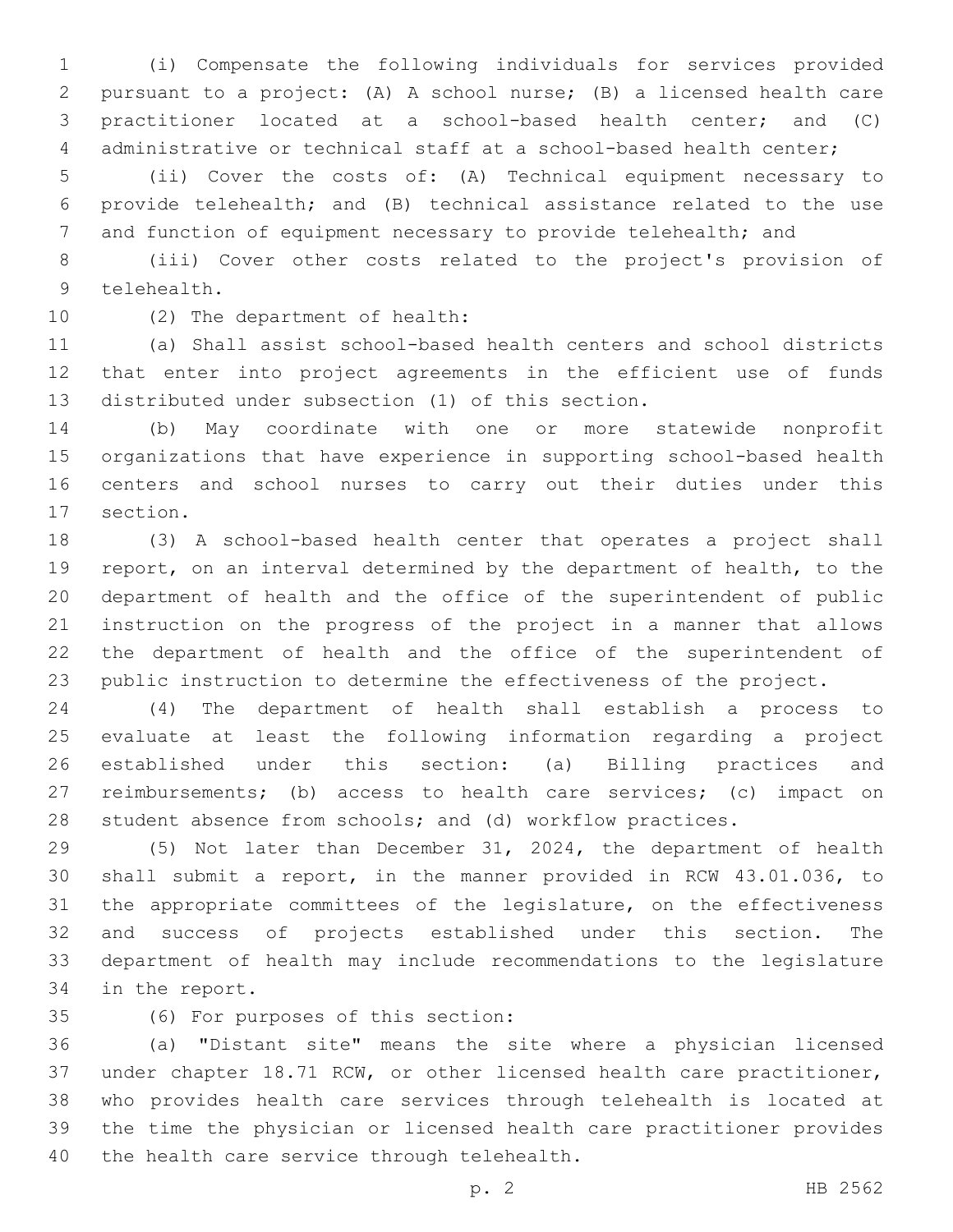(i) Compensate the following individuals for services provided pursuant to a project: (A) A school nurse; (B) a licensed health care practitioner located at a school-based health center; and (C) administrative or technical staff at a school-based health center;

(ii) Cover the costs of: (A) Technical equipment necessary to provide telehealth; and (B) technical assistance related to the use and function of equipment necessary to provide telehealth; and

(iii) Cover other costs related to the project's provision of telehealth.

(2) The department of health:

(a) Shall assist school-based health centers and school districts that enter into project agreements in the efficient use of funds distributed under subsection (1) of this section.

(b) May coordinate with one or more statewide nonprofit organizations that have experience in supporting school-based health centers and school nurses to carry out their duties under this section.

(3) A school-based health center that operates a project shall report, on an interval determined by the department of health, to the department of health and the office of the superintendent of public instruction on the progress of the project in a manner that allows the department of health and the office of the superintendent of public instruction to determine the effectiveness of the project.

(4) The department of health shall establish a process to evaluate at least the following information regarding a project established under this section: (a) Billing practices and reimbursements; (b) access to health care services; (c) impact on student absence from schools; and (d) workflow practices.

(5) Not later than December 31, 2024, the department of health shall submit a report, in the manner provided in RCW 43.01.036, to the appropriate committees of the legislature, on the effectiveness and success of projects established under this section. The department of health may include recommendations to the legislature in the report.

(6) For purposes of this section:

(a) "Distant site" means the site where a physician licensed under chapter 18.71 RCW, or other licensed health care practitioner, who provides health care services through telehealth is located at the time the physician or licensed health care practitioner provides the health care service through telehealth.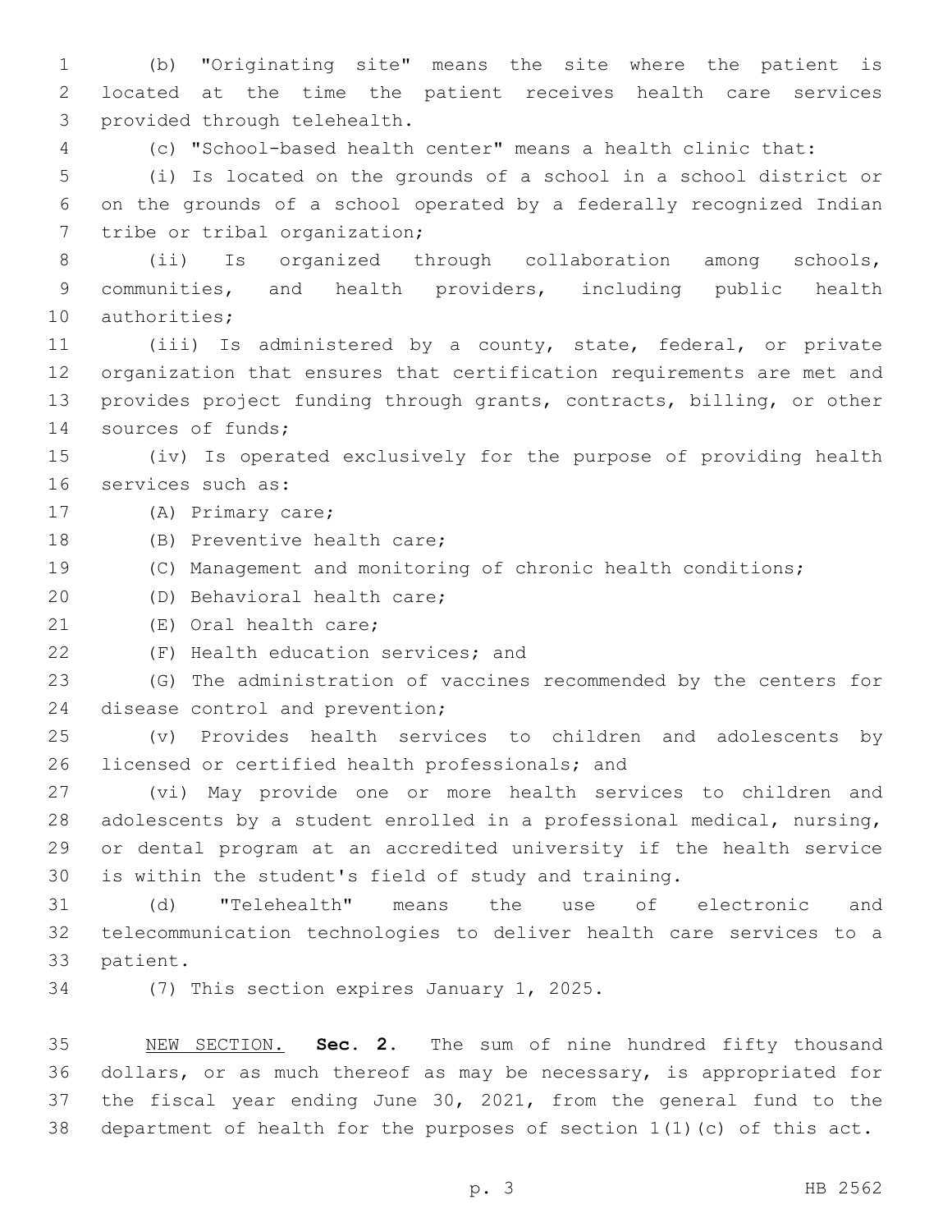(b) "Originating site" means the site where the patient is located at the time the patient receives health care services provided through telehealth.

(c) "School-based health center" means a health clinic that:

(i) Is located on the grounds of a school in a school district or on the grounds of a school operated by a federally recognized Indian tribe or tribal organization;

(ii) Is organized through collaboration among schools, communities, and health providers, including public health authorities;

(iii) Is administered by a county, state, federal, or private organization that ensures that certification requirements are met and provides project funding through grants, contracts, billing, or other sources of funds;

(iv) Is operated exclusively for the purpose of providing health services such as:

(A) Primary care;

(B) Preventive health care;

(C) Management and monitoring of chronic health conditions;

(D) Behavioral health care;

(E) Oral health care;

(F) Health education services; and

(G) The administration of vaccines recommended by the centers for disease control and prevention;

(v) Provides health services to children and adolescents by licensed or certified health professionals; and

(vi) May provide one or more health services to children and adolescents by a student enrolled in a professional medical, nursing, or dental program at an accredited university if the health service is within the student's field of study and training.

(d) "Telehealth" means the use of electronic and telecommunication technologies to deliver health care services to a patient.

(7) This section expires January 1, 2025.

NEW SECTION. **Sec. 2.** The sum of nine hundred fifty thousand dollars, or as much thereof as may be necessary, is appropriated for the fiscal year ending June 30, 2021, from the general fund to the department of health for the purposes of section 1(1)(c) of this act.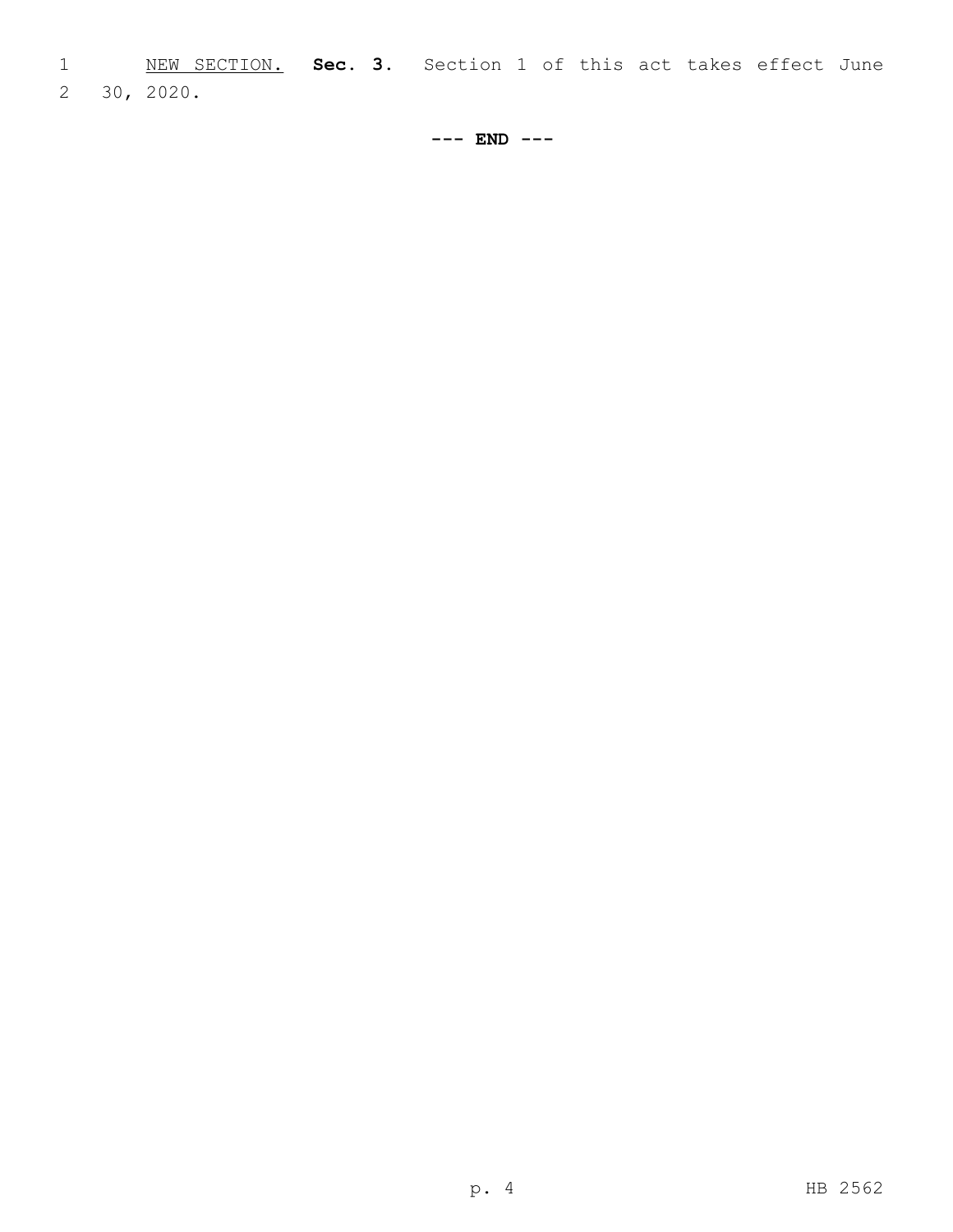NEW SECTION. **Sec. 3.** Section 1 of this act takes effect June 30, 2020.

**--- END ---**